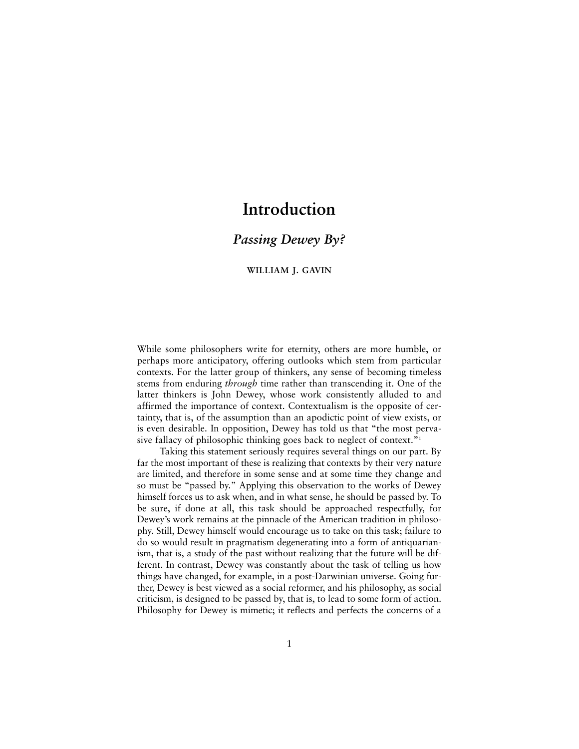# Introduction

## *Passing Dewey By?*

WILLIAM J. GAVIN

While some philosophers write for eternity, others are more humble, or perhaps more anticipatory, offering outlooks which stem from particular contexts. For the latter group of thinkers, any sense of becoming timeless stems from enduring *through* time rather than transcending it. One of the latter thinkers is John Dewey, whose work consistently alluded to and affirmed the importance of context. Contextualism is the opposite of certainty, that is, of the assumption than an apodictic point of view exists, or is even desirable. In opposition, Dewey has told us that "the most pervasive fallacy of philosophic thinking goes back to neglect of context."[1]

Taking this statement seriously requires several things on our part. By far the most important of these is realizing that contexts by their very nature are limited, and therefore in some sense and at some time they change and so must be "passed by." Applying this observation to the works of Dewey himself forces us to ask when, and in what sense, he should be passed by. To be sure, if done at all, this task should be approached respectfully, for Dewey's work remains at the pinnacle of the American tradition in philosophy. Still, Dewey himself would encourage us to take on this task; failure to do so would result in pragmatism degenerating into a form of antiquarianism, that is, a study of the past without realizing that the future will be different. In contrast, Dewey was constantly about the task of telling us how things have changed, for example, in a post-Darwinian universe. Going further, Dewey is best viewed as a social reformer, and his philosophy, as social criticism, is designed to be passed by, that is, to lead to some form of action. Philosophy for Dewey is mimetic; it reflects and perfects the concerns of a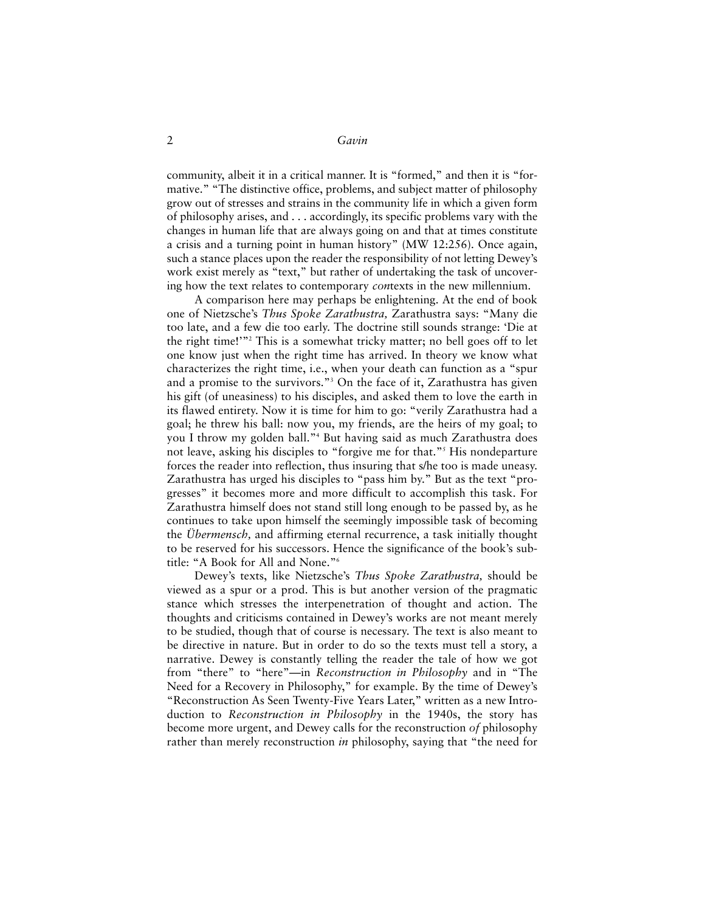community, albeit it in a critical manner. It is "formed," and then it is "formative." "The distinctive office, problems, and subject matter of philosophy grow out of stresses and strains in the community life in which a given form of philosophy arises, and . . . accordingly, its specific problems vary with the changes in human life that are always going on and that at times constitute a crisis and a turning point in human history" (MW 12:256). Once again, such a stance places upon the reader the responsibility of not letting Dewey's work exist merely as "text," but rather of undertaking the task of uncovering how the text relates to contemporary *con*texts in the new millennium.

A comparison here may perhaps be enlightening. At the end of book one of Nietzsche's *Thus Spoke Zarathustra,* Zarathustra says: "Many die too late, and a few die too early. The doctrine still sounds strange: 'Die at the right time!'"[2] This is a somewhat tricky matter; no bell goes off to let one know just when the right time has arrived. In theory we know what characterizes the right time, i.e., when your death can function as a "spur and a promise to the survivors."[3] On the face of it, Zarathustra has given his gift (of uneasiness) to his disciples, and asked them to love the earth in its flawed entirety. Now it is time for him to go: "verily Zarathustra had a goal; he threw his ball: now you, my friends, are the heirs of my goal; to you I throw my golden ball."[4] But having said as much Zarathustra does not leave, asking his disciples to "forgive me for that."[5] His nondeparture forces the reader into reflection, thus insuring that s/he too is made uneasy. Zarathustra has urged his disciples to "pass him by." But as the text "progresses" it becomes more and more difficult to accomplish this task. For Zarathustra himself does not stand still long enough to be passed by, as he continues to take upon himself the seemingly impossible task of becoming the *Übermensch,* and affirming eternal recurrence, a task initially thought to be reserved for his successors. Hence the significance of the book's subtitle: "A Book for All and None."[6]

Dewey's texts, like Nietzsche's *Thus Spoke Zarathustra,* should be viewed as a spur or a prod. This is but another version of the pragmatic stance which stresses the interpenetration of thought and action. The thoughts and criticisms contained in Dewey's works are not meant merely to be studied, though that of course is necessary. The text is also meant to be directive in nature. But in order to do so the texts must tell a story, a narrative. Dewey is constantly telling the reader the tale of how we got from "there" to "here"—in *Reconstruction in Philosophy* and in "The Need for a Recovery in Philosophy," for example. By the time of Dewey's "Reconstruction As Seen Twenty-Five Years Later," written as a new Introduction to *Reconstruction in Philosophy* in the 1940s, the story has become more urgent, and Dewey calls for the reconstruction *of* philosophy rather than merely reconstruction *in* philosophy, saying that "the need for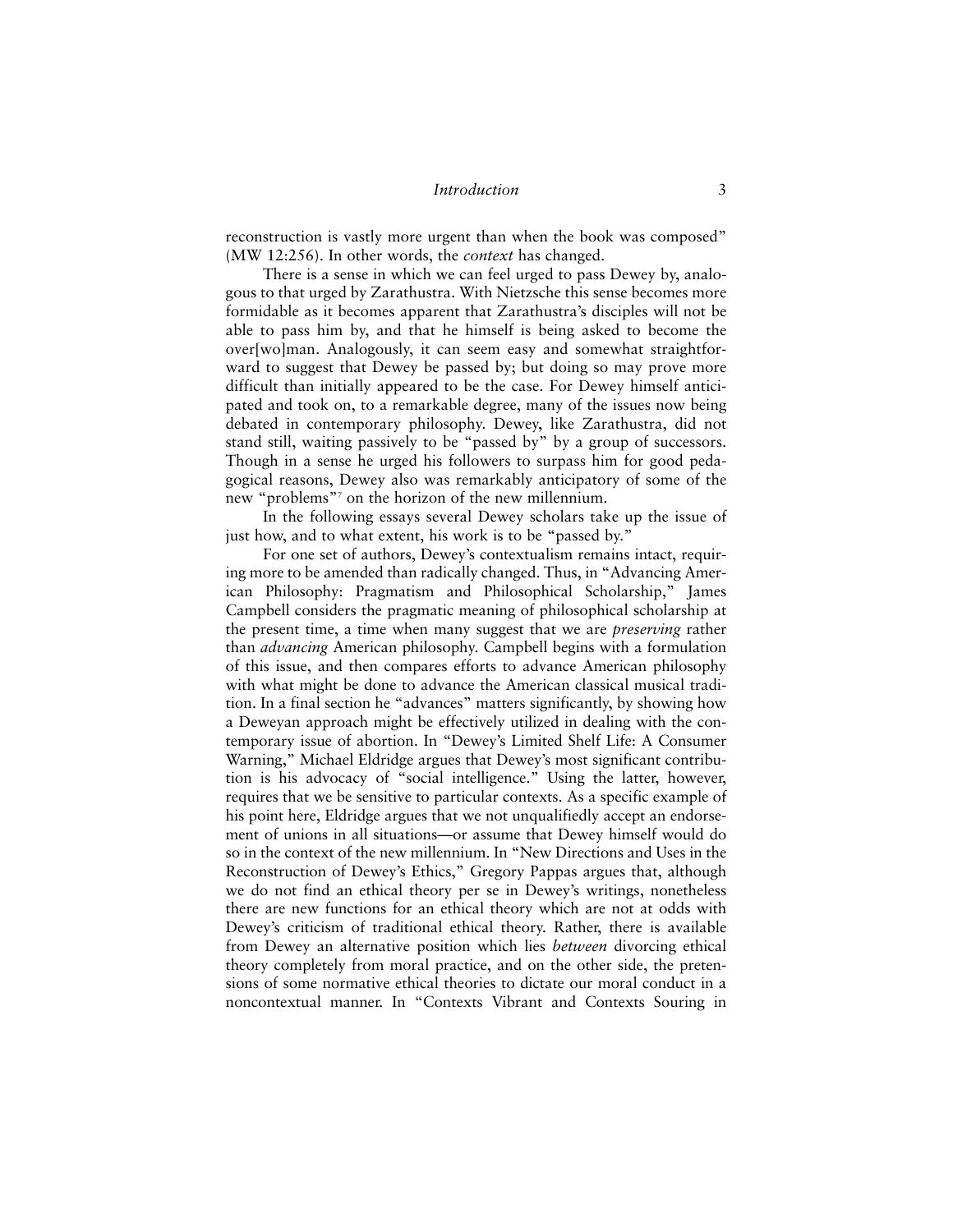reconstruction is vastly more urgent than when the book was composed" (MW 12:256). In other words, the *context* has changed.

There is a sense in which we can feel urged to pass Dewey by, analogous to that urged by Zarathustra. With Nietzsche this sense becomes more formidable as it becomes apparent that Zarathustra's disciples will not be able to pass him by, and that he himself is being asked to become the over[wo]man. Analogously, it can seem easy and somewhat straightforward to suggest that Dewey be passed by; but doing so may prove more difficult than initially appeared to be the case. For Dewey himself anticipated and took on, to a remarkable degree, many of the issues now being debated in contemporary philosophy. Dewey, like Zarathustra, did not stand still, waiting passively to be "passed by" by a group of successors. Though in a sense he urged his followers to surpass him for good pedagogical reasons, Dewey also was remarkably anticipatory of some of the new "problems"[7] on the horizon of the new millennium.

In the following essays several Dewey scholars take up the issue of just how, and to what extent, his work is to be "passed by."

For one set of authors, Dewey's contextualism remains intact, requiring more to be amended than radically changed. Thus, in "Advancing American Philosophy: Pragmatism and Philosophical Scholarship," James Campbell considers the pragmatic meaning of philosophical scholarship at the present time, a time when many suggest that we are *preserving* rather than *advancing* American philosophy. Campbell begins with a formulation of this issue, and then compares efforts to advance American philosophy with what might be done to advance the American classical musical tradition. In a final section he "advances" matters significantly, by showing how a Deweyan approach might be effectively utilized in dealing with the contemporary issue of abortion. In "Dewey's Limited Shelf Life: A Consumer Warning," Michael Eldridge argues that Dewey's most significant contribution is his advocacy of "social intelligence." Using the latter, however, requires that we be sensitive to particular contexts. As a specific example of his point here, Eldridge argues that we not unqualifiedly accept an endorsement of unions in all situations—or assume that Dewey himself would do so in the context of the new millennium. In "New Directions and Uses in the Reconstruction of Dewey's Ethics," Gregory Pappas argues that, although we do not find an ethical theory per se in Dewey's writings, nonetheless there are new functions for an ethical theory which are not at odds with Dewey's criticism of traditional ethical theory. Rather, there is available from Dewey an alternative position which lies *between* divorcing ethical theory completely from moral practice, and on the other side, the pretensions of some normative ethical theories to dictate our moral conduct in a noncontextual manner. In "Contexts Vibrant and Contexts Souring in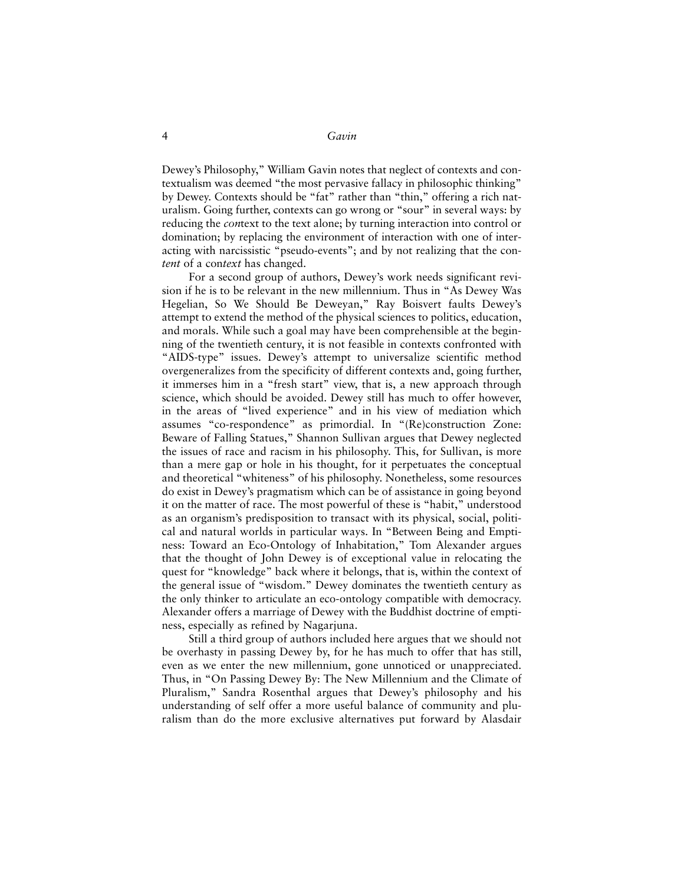Dewey's Philosophy," William Gavin notes that neglect of contexts and contextualism was deemed "the most pervasive fallacy in philosophic thinking" by Dewey. Contexts should be "fat" rather than "thin," offering a rich naturalism. Going further, contexts can go wrong or "sour" in several ways: by reducing the *con*text to the text alone; by turning interaction into control or domination; by replacing the environment of interaction with one of interacting with narcissistic "pseudo-events"; and by not realizing that the con*tent* of a con*text* has changed.

For a second group of authors, Dewey's work needs significant revision if he is to be relevant in the new millennium. Thus in "As Dewey Was Hegelian, So We Should Be Deweyan," Ray Boisvert faults Dewey's attempt to extend the method of the physical sciences to politics, education, and morals. While such a goal may have been comprehensible at the beginning of the twentieth century, it is not feasible in contexts confronted with "AIDS-type" issues. Dewey's attempt to universalize scientific method overgeneralizes from the specificity of different contexts and, going further, it immerses him in a "fresh start" view, that is, a new approach through science, which should be avoided. Dewey still has much to offer however, in the areas of "lived experience" and in his view of mediation which assumes "co-respondence" as primordial. In "(Re)construction Zone: Beware of Falling Statues," Shannon Sullivan argues that Dewey neglected the issues of race and racism in his philosophy. This, for Sullivan, is more than a mere gap or hole in his thought, for it perpetuates the conceptual and theoretical "whiteness" of his philosophy. Nonetheless, some resources do exist in Dewey's pragmatism which can be of assistance in going beyond it on the matter of race. The most powerful of these is "habit," understood as an organism's predisposition to transact with its physical, social, political and natural worlds in particular ways. In "Between Being and Emptiness: Toward an Eco-Ontology of Inhabitation," Tom Alexander argues that the thought of John Dewey is of exceptional value in relocating the quest for "knowledge" back where it belongs, that is, within the context of the general issue of "wisdom." Dewey dominates the twentieth century as the only thinker to articulate an eco-ontology compatible with democracy. Alexander offers a marriage of Dewey with the Buddhist doctrine of emptiness, especially as refined by Nagarjuna.

Still a third group of authors included here argues that we should not be overhasty in passing Dewey by, for he has much to offer that has still, even as we enter the new millennium, gone unnoticed or unappreciated. Thus, in "On Passing Dewey By: The New Millennium and the Climate of Pluralism," Sandra Rosenthal argues that Dewey's philosophy and his understanding of self offer a more useful balance of community and pluralism than do the more exclusive alternatives put forward by Alasdair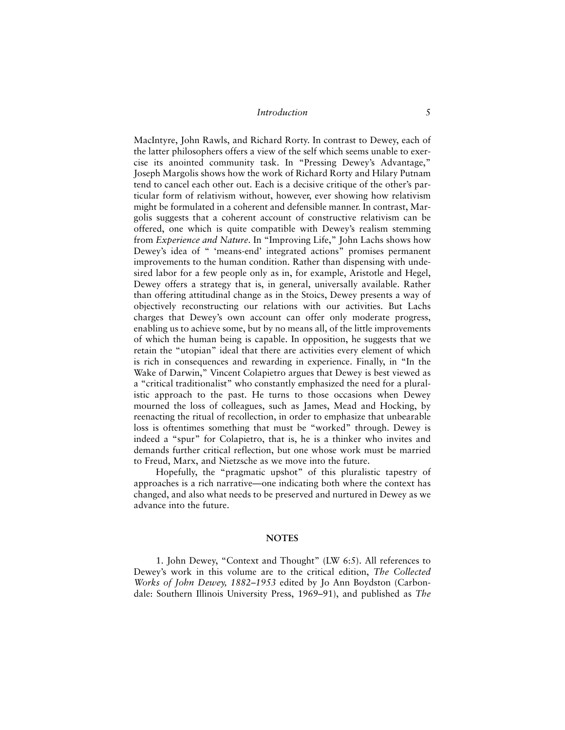MacIntyre, John Rawls, and Richard Rorty. In contrast to Dewey, each of the latter philosophers offers a view of the self which seems unable to exercise its anointed community task. In "Pressing Dewey's Advantage," Joseph Margolis shows how the work of Richard Rorty and Hilary Putnam tend to cancel each other out. Each is a decisive critique of the other's particular form of relativism without, however, ever showing how relativism might be formulated in a coherent and defensible manner. In contrast, Margolis suggests that a coherent account of constructive relativism can be offered, one which is quite compatible with Dewey's realism stemming from *Experience and Nature*. In "Improving Life," John Lachs shows how Dewey's idea of " 'means-end' integrated actions" promises permanent improvements to the human condition. Rather than dispensing with undesired labor for a few people only as in, for example, Aristotle and Hegel, Dewey offers a strategy that is, in general, universally available. Rather than offering attitudinal change as in the Stoics, Dewey presents a way of objectively reconstructing our relations with our activities. But Lachs charges that Dewey's own account can offer only moderate progress, enabling us to achieve some, but by no means all, of the little improvements of which the human being is capable. In opposition, he suggests that we retain the "utopian" ideal that there are activities every element of which is rich in consequences and rewarding in experience. Finally, in "In the Wake of Darwin," Vincent Colapietro argues that Dewey is best viewed as a "critical traditionalist" who constantly emphasized the need for a pluralistic approach to the past. He turns to those occasions when Dewey mourned the loss of colleagues, such as James, Mead and Hocking, by reenacting the ritual of recollection, in order to emphasize that unbearable loss is oftentimes something that must be "worked" through. Dewey is indeed a "spur" for Colapietro, that is, he is a thinker who invites and demands further critical reflection, but one whose work must be married to Freud, Marx, and Nietzsche as we move into the future.

Hopefully, the "pragmatic upshot" of this pluralistic tapestry of approaches is a rich narrative—one indicating both where the context has changed, and also what needs to be preserved and nurtured in Dewey as we advance into the future.

## NOTES

1. John Dewey, "Context and Thought" (LW 6:5). All references to Dewey's work in this volume are to the critical edition, *The Collected Works of John Dewey, 1882–1953* edited by Jo Ann Boydston (Carbondale: Southern Illinois University Press, 1969–91), and published as *The*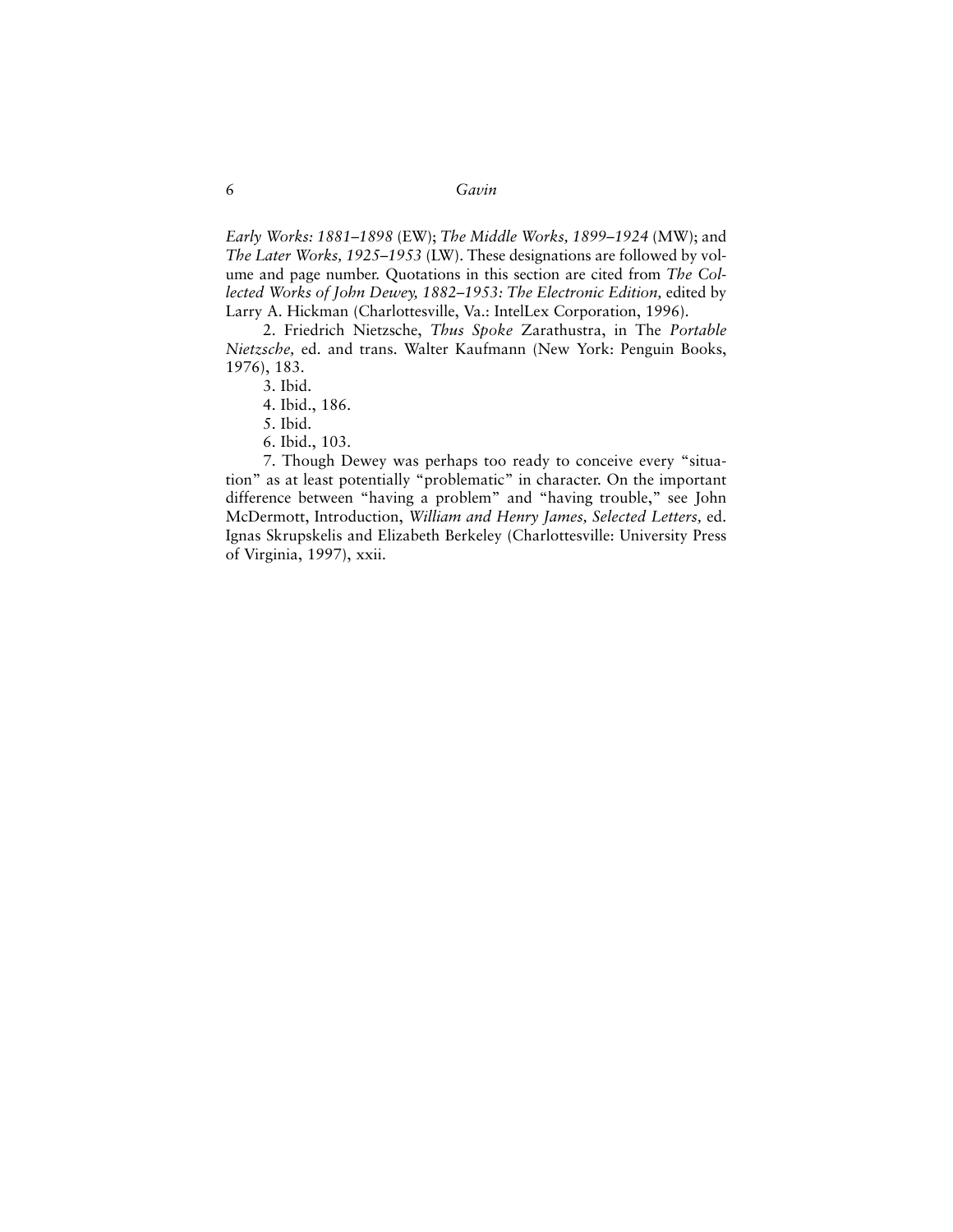*Early Works: 1881–1898* (EW); *The Middle Works, 1899–1924* (MW); and *The Later Works, 1925–1953* (LW). These designations are followed by volume and page number. Quotations in this section are cited from *The Collected Works of John Dewey, 1882–1953: The Electronic Edition,* edited by Larry A. Hickman (Charlottesville, Va.: IntelLex Corporation, 1996).

2. Friedrich Nietzsche, *Thus Spoke* Zarathustra, in The *Portable Nietzsche,* ed. and trans. Walter Kaufmann (New York: Penguin Books, 1976), 183.

3. Ibid.

4. Ibid., 186.

5. Ibid.

6. Ibid., 103.

7. Though Dewey was perhaps too ready to conceive every "situation" as at least potentially "problematic" in character. On the important difference between "having a problem" and "having trouble," see John McDermott, Introduction, *William and Henry James, Selected Letters,* ed. Ignas Skrupskelis and Elizabeth Berkeley (Charlottesville: University Press of Virginia, 1997), xxii.